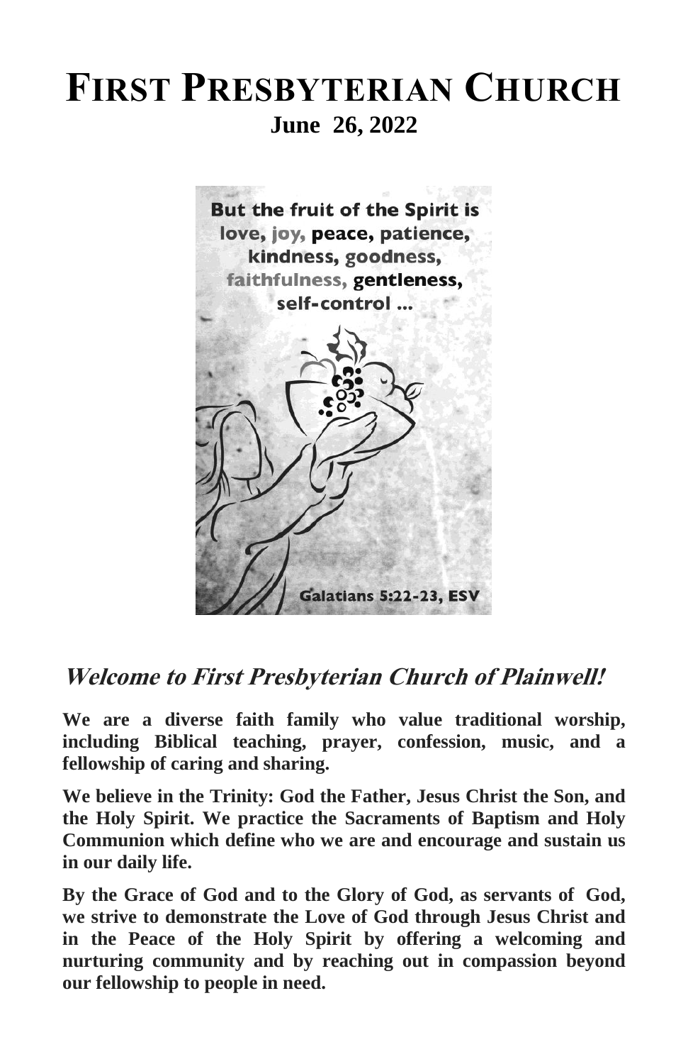# FIRST PRESBYTERIAN CHURCH

## June 26, 2022

But the fruit of the Spirit is love, joy, peace, patience, kindness, goodness, faithfulness, gentleness, self-control ...

Galatians 5:22-23, ESV

## *Welcome to First Presbyterian Church of Plainwell!*

**We are a diverse faith family who value traditional worship, including Biblical teaching, prayer, confession, music, and a fellowship of caring and sharing.**

**We believe in the Trinity: God the Father, Jesus Christ the Son, and the Holy Spirit. We practice the Sacraments of Baptism and Holy Communion which define who we are and encourage and sustain us in our daily life.**

**By the Grace of God and to the Glory of God, as servants of God, we strive to demonstrate the Love of God through Jesus Christ and in the Peace of the Holy Spirit by offering a welcoming and nurturing community and by reaching out in compassion beyond our fellowship to people in need.**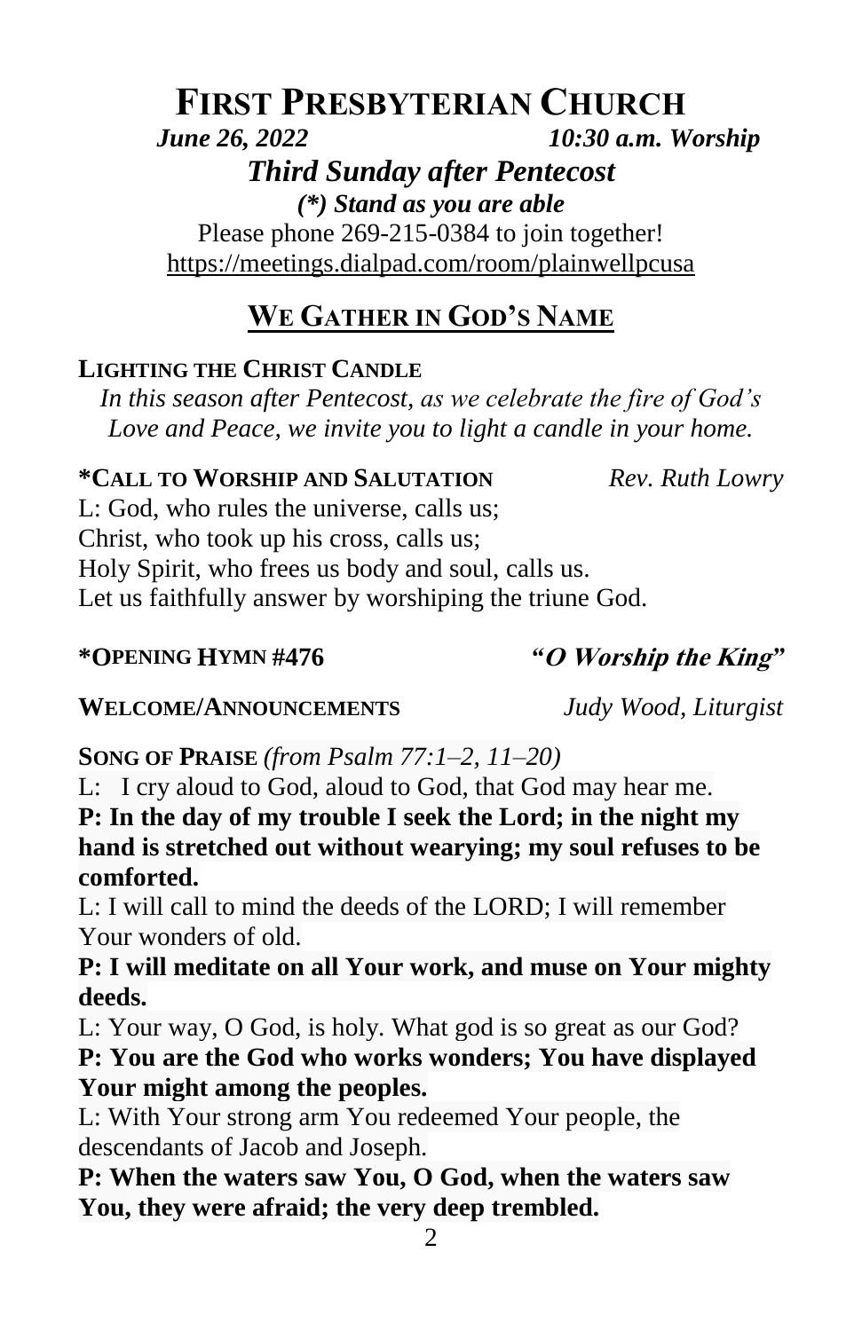# FIRST PRESBYTERIAN CHURCH

***June 26, 2022*** ***10:30 a.m. Worship***

### *Third Sunday after Pentecost*

***(\*) Stand as you are able***

Please phone 269-215-0384 to join together!
https://meetings.dialpad.com/room/plainwellpcusa

## WE GATHER IN GOD'S NAME

**LIGHTING THE CHRIST CANDLE**

*In this season after Pentecost, as we celebrate the fire of God's Love and Peace, we invite you to light a candle in your home.*

**\*CALL TO WORSHIP AND SALUTATION** *Rev. Ruth Lowry*

L: God, who rules the universe, calls us;
Christ, who took up his cross, calls us;
Holy Spirit, who frees us body and soul, calls us.
Let us faithfully answer by worshiping the triune God.

**\*OPENING HYMN #476** ***"O Worship the King"***

**WELCOME/ANNOUNCEMENTS** *Judy Wood, Liturgist*

**SONG OF PRAISE** *(from Psalm 77:1–2, 11–20)*

L: I cry aloud to God, aloud to God, that God may hear me.

**P: In the day of my trouble I seek the Lord; in the night my hand is stretched out without wearying; my soul refuses to be comforted.**

L: I will call to mind the deeds of the LORD; I will remember Your wonders of old.

**P: I will meditate on all Your work, and muse on Your mighty deeds.**

L: Your way, O God, is holy. What god is so great as our God?

**P: You are the God who works wonders; You have displayed Your might among the peoples.**

L: With Your strong arm You redeemed Your people, the descendants of Jacob and Joseph.

**P: When the waters saw You, O God, when the waters saw You, they were afraid; the very deep trembled.**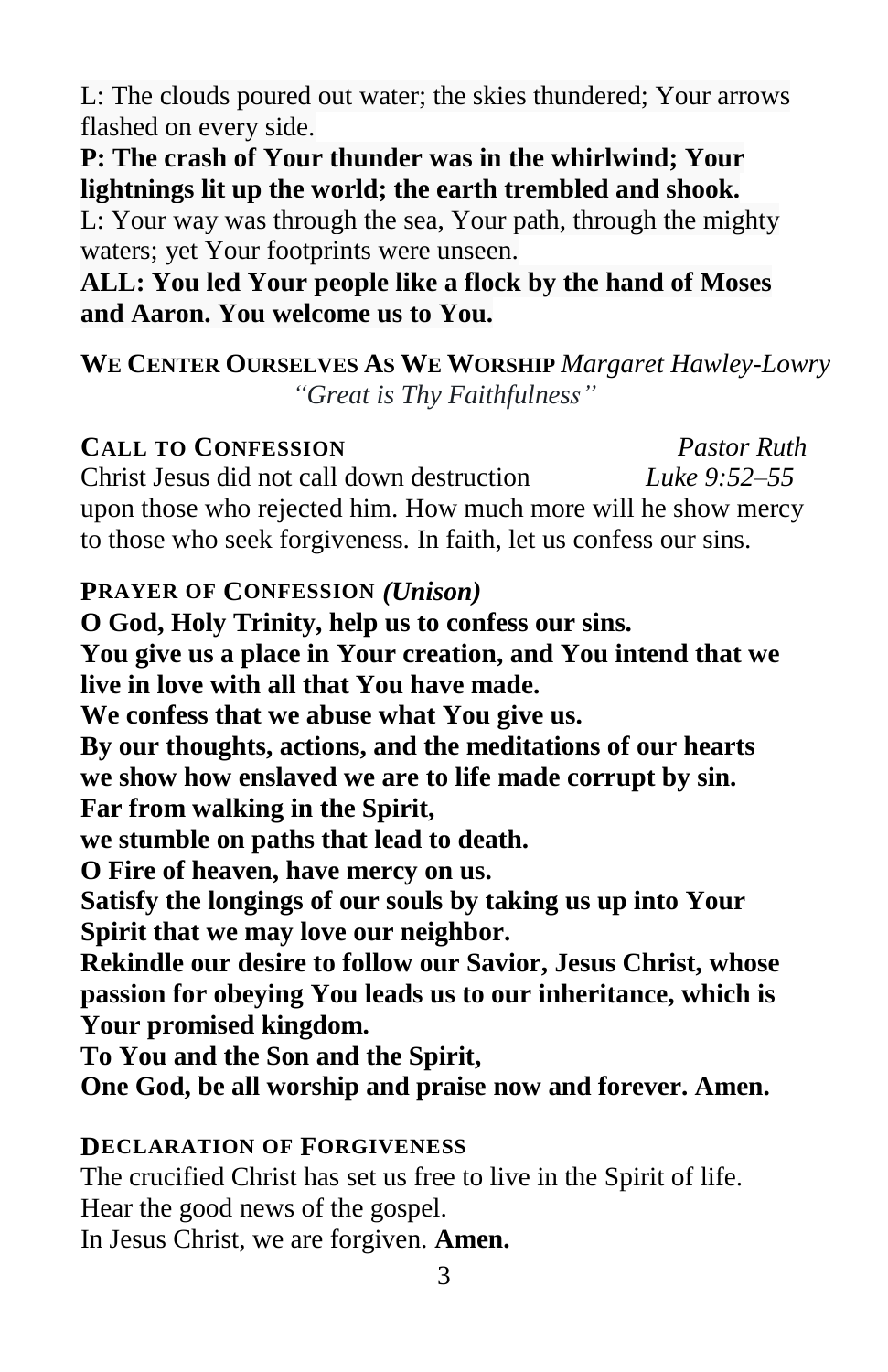L: The clouds poured out water; the skies thundered; Your arrows flashed on every side.

**P: The crash of Your thunder was in the whirlwind; Your lightnings lit up the world; the earth trembled and shook.**

L: Your way was through the sea, Your path, through the mighty waters; yet Your footprints were unseen.

**ALL: You led Your people like a flock by the hand of Moses and Aaron. You welcome us to You.**

**WE CENTER OURSELVES AS WE WORSHIP** *Margaret Hawley-Lowry*
*"Great is Thy Faithfulness"*

**CALL TO CONFESSION** *Pastor Ruth*

Christ Jesus did not call down destruction upon those who rejected him. How much more will he show mercy to those who seek forgiveness. In faith, let us confess our sins. *Luke 9:52–55*

**PRAYER OF CONFESSION** ***(Unison)***

**O God, Holy Trinity, help us to confess our sins.**
**You give us a place in Your creation, and You intend that we live in love with all that You have made.**
**We confess that we abuse what You give us.**
**By our thoughts, actions, and the meditations of our hearts we show how enslaved we are to life made corrupt by sin.**
**Far from walking in the Spirit,**
**we stumble on paths that lead to death.**
**O Fire of heaven, have mercy on us.**
**Satisfy the longings of our souls by taking us up into Your Spirit that we may love our neighbor.**
**Rekindle our desire to follow our Savior, Jesus Christ, whose passion for obeying You leads us to our inheritance, which is Your promised kingdom.**
**To You and the Son and the Spirit,**
**One God, be all worship and praise now and forever. Amen.**

**DECLARATION OF FORGIVENESS**

The crucified Christ has set us free to live in the Spirit of life.
Hear the good news of the gospel.
In Jesus Christ, we are forgiven. **Amen.**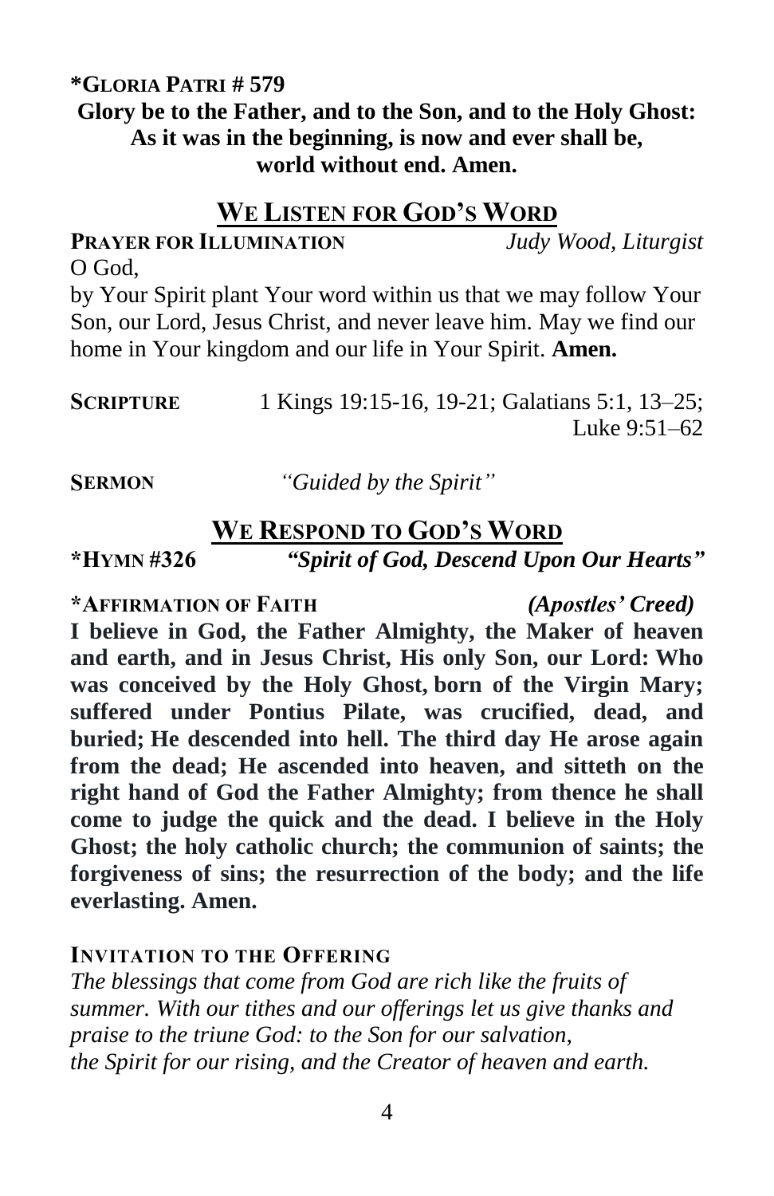**\*GLORIA PATRI # 579**

**Glory be to the Father, and to the Son, and to the Holy Ghost: As it was in the beginning, is now and ever shall be, world without end. Amen.**

## WE LISTEN FOR GOD'S WORD

**PRAYER FOR ILLUMINATION** *Judy Wood, Liturgist*

O God,
by Your Spirit plant Your word within us that we may follow Your Son, our Lord, Jesus Christ, and never leave him. May we find our home in Your kingdom and our life in Your Spirit. **Amen.**

**SCRIPTURE** 1 Kings 19:15-16, 19-21; Galatians 5:1, 13–25; Luke 9:51–62

**SERMON** *"Guided by the Spirit"*

## WE RESPOND TO GOD'S WORD

**\*HYMN #326** ***"Spirit of God, Descend Upon Our Hearts"***

**\*AFFIRMATION OF FAITH** ***(Apostles' Creed)***

**I believe in God, the Father Almighty, the Maker of heaven and earth, and in Jesus Christ, His only Son, our Lord: Who was conceived by the Holy Ghost, born of the Virgin Mary; suffered under Pontius Pilate, was crucified, dead, and buried; He descended into hell. The third day He arose again from the dead; He ascended into heaven, and sitteth on the right hand of God the Father Almighty; from thence he shall come to judge the quick and the dead. I believe in the Holy Ghost; the holy catholic church; the communion of saints; the forgiveness of sins; the resurrection of the body; and the life everlasting. Amen.**

**INVITATION TO THE OFFERING**

*The blessings that come from God are rich like the fruits of summer. With our tithes and our offerings let us give thanks and praise to the triune God: to the Son for our salvation, the Spirit for our rising, and the Creator of heaven and earth.*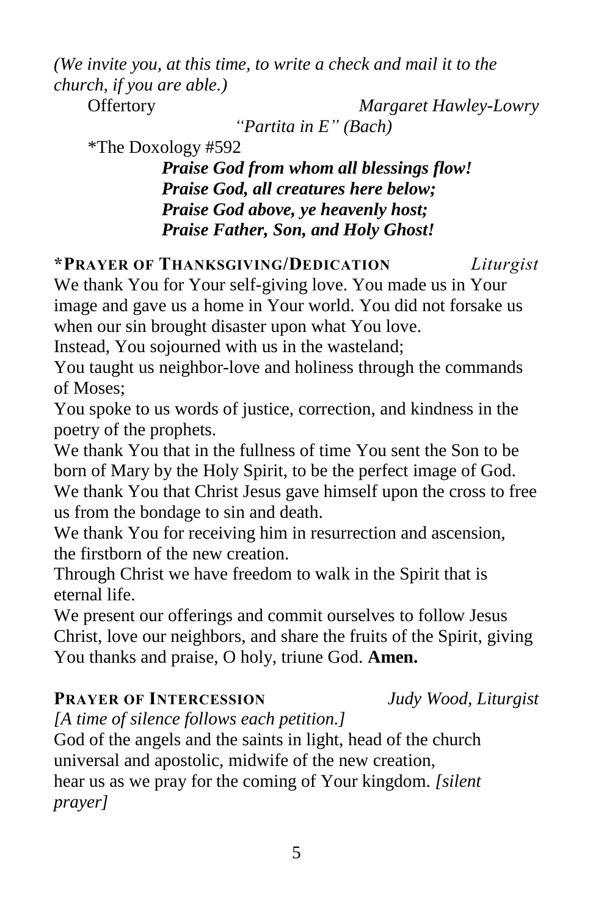*(We invite you, at this time, to write a check and mail it to the church, if you are able.)*

Offertory *Margaret Hawley-Lowry*

*"Partita in E" (Bach)*

*The Doxology #592

***Praise God from whom all blessings flow!***
***Praise God, all creatures here below;***
***Praise God above, ye heavenly host;***
***Praise Father, Son, and Holy Ghost!***

**\*PRAYER OF THANKSGIVING/DEDICATION** *Liturgist*

We thank You for Your self-giving love. You made us in Your image and gave us a home in Your world. You did not forsake us when our sin brought disaster upon what You love.
Instead, You sojourned with us in the wasteland;
You taught us neighbor-love and holiness through the commands of Moses;
You spoke to us words of justice, correction, and kindness in the poetry of the prophets.
We thank You that in the fullness of time You sent the Son to be born of Mary by the Holy Spirit, to be the perfect image of God.
We thank You that Christ Jesus gave himself upon the cross to free us from the bondage to sin and death.
We thank You for receiving him in resurrection and ascension, the firstborn of the new creation.
Through Christ we have freedom to walk in the Spirit that is eternal life.
We present our offerings and commit ourselves to follow Jesus Christ, love our neighbors, and share the fruits of the Spirit, giving You thanks and praise, O holy, triune God. **Amen.**

**PRAYER OF INTERCESSION** *Judy Wood, Liturgist*

*[A time of silence follows each petition.]*
God of the angels and the saints in light, head of the church universal and apostolic, midwife of the new creation, hear us as we pray for the coming of Your kingdom. *[silent prayer]*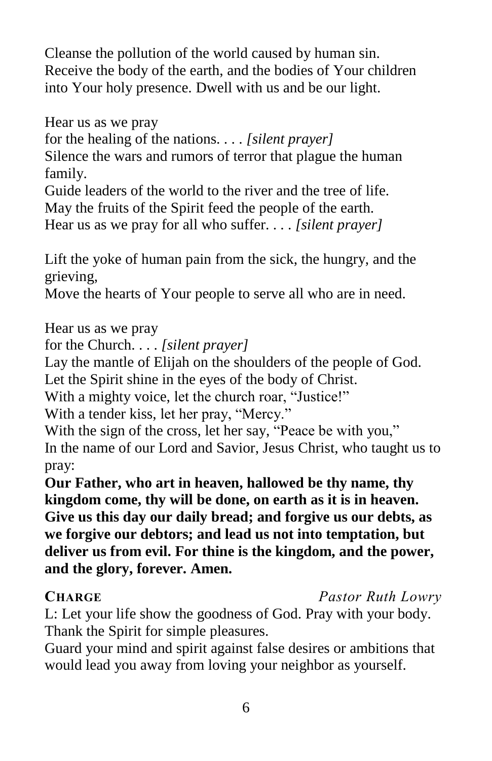Cleanse the pollution of the world caused by human sin.
Receive the body of the earth, and the bodies of Your children into Your holy presence. Dwell with us and be our light.

Hear us as we pray
for the healing of the nations. . . . *[silent prayer]*
Silence the wars and rumors of terror that plague the human family.
Guide leaders of the world to the river and the tree of life.
May the fruits of the Spirit feed the people of the earth.
Hear us as we pray for all who suffer. . . . *[silent prayer]*

Lift the yoke of human pain from the sick, the hungry, and the grieving,
Move the hearts of Your people to serve all who are in need.

Hear us as we pray
for the Church. . . . *[silent prayer]*
Lay the mantle of Elijah on the shoulders of the people of God.
Let the Spirit shine in the eyes of the body of Christ.
With a mighty voice, let the church roar, "Justice!"
With a tender kiss, let her pray, "Mercy."
With the sign of the cross, let her say, "Peace be with you,"
In the name of our Lord and Savior, Jesus Christ, who taught us to pray:
**Our Father, who art in heaven, hallowed be thy name, thy kingdom come, thy will be done, on earth as it is in heaven. Give us this day our daily bread; and forgive us our debts, as we forgive our debtors; and lead us not into temptation, but deliver us from evil. For thine is the kingdom, and the power, and the glory, forever. Amen.**

**CHARGE** *Pastor Ruth Lowry*

L: Let your life show the goodness of God. Pray with your body. Thank the Spirit for simple pleasures.
Guard your mind and spirit against false desires or ambitions that would lead you away from loving your neighbor as yourself.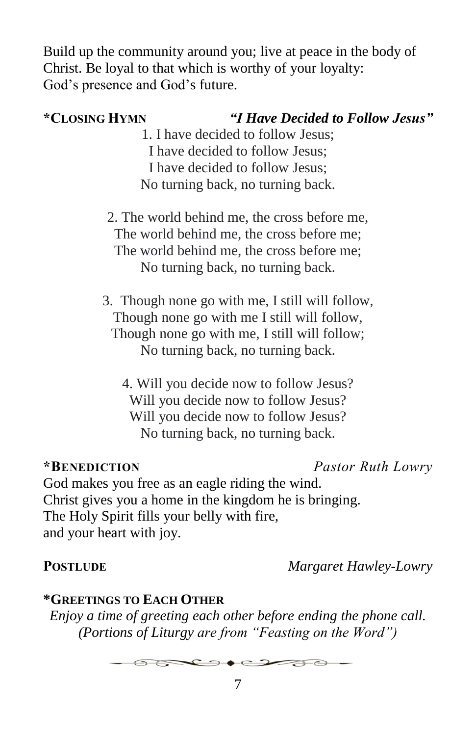Build up the community around you; live at peace in the body of Christ. Be loyal to that which is worthy of your loyalty: God's presence and God's future.

**\*CLOSING HYMN** ***"I Have Decided to Follow Jesus"***

1. I have decided to follow Jesus;
I have decided to follow Jesus;
I have decided to follow Jesus;
No turning back, no turning back.

2. The world behind me, the cross before me,
The world behind me, the cross before me;
The world behind me, the cross before me;
No turning back, no turning back.

3. Though none go with me, I still will follow,
Though none go with me I still will follow,
Though none go with me, I still will follow;
No turning back, no turning back.

4. Will you decide now to follow Jesus?
Will you decide now to follow Jesus?
Will you decide now to follow Jesus?
No turning back, no turning back.

**\*BENEDICTION** *Pastor Ruth Lowry*

God makes you free as an eagle riding the wind.
Christ gives you a home in the kingdom he is bringing.
The Holy Spirit fills your belly with fire,
and your heart with joy.

**POSTLUDE** *Margaret Hawley-Lowry*

**\*GREETINGS TO EACH OTHER**

*Enjoy a time of greeting each other before ending the phone call.*
*(Portions of Liturgy are from "Feasting on the Word")*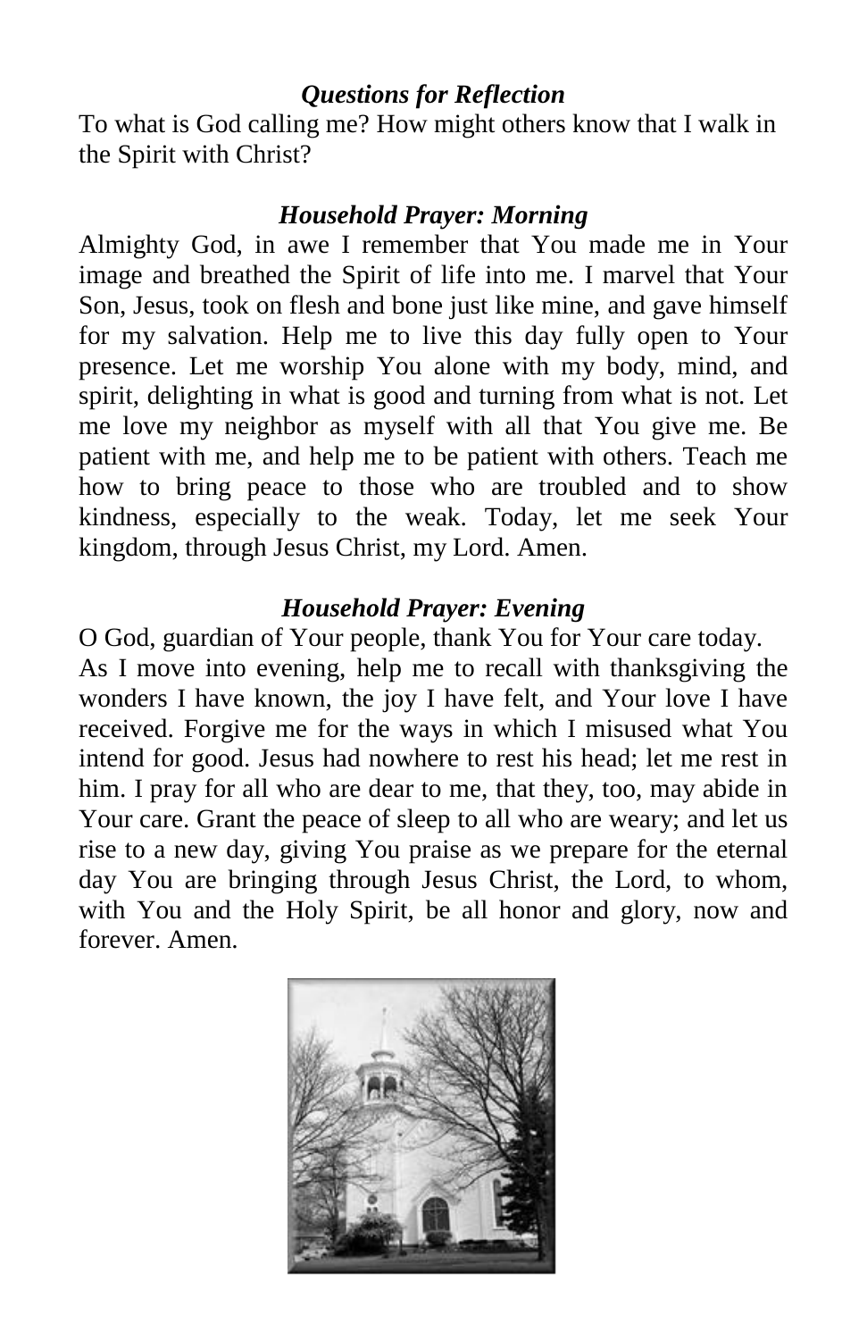### *Questions for Reflection*

To what is God calling me? How might others know that I walk in the Spirit with Christ?

### *Household Prayer: Morning*

Almighty God, in awe I remember that You made me in Your image and breathed the Spirit of life into me. I marvel that Your Son, Jesus, took on flesh and bone just like mine, and gave himself for my salvation. Help me to live this day fully open to Your presence. Let me worship You alone with my body, mind, and spirit, delighting in what is good and turning from what is not. Let me love my neighbor as myself with all that You give me. Be patient with me, and help me to be patient with others. Teach me how to bring peace to those who are troubled and to show kindness, especially to the weak. Today, let me seek Your kingdom, through Jesus Christ, my Lord. Amen.

### *Household Prayer: Evening*

O God, guardian of Your people, thank You for Your care today.
As I move into evening, help me to recall with thanksgiving the wonders I have known, the joy I have felt, and Your love I have received. Forgive me for the ways in which I misused what You intend for good. Jesus had nowhere to rest his head; let me rest in him. I pray for all who are dear to me, that they, too, may abide in Your care. Grant the peace of sleep to all who are weary; and let us rise to a new day, giving You praise as we prepare for the eternal day You are bringing through Jesus Christ, the Lord, to whom, with You and the Holy Spirit, be all honor and glory, now and forever. Amen.